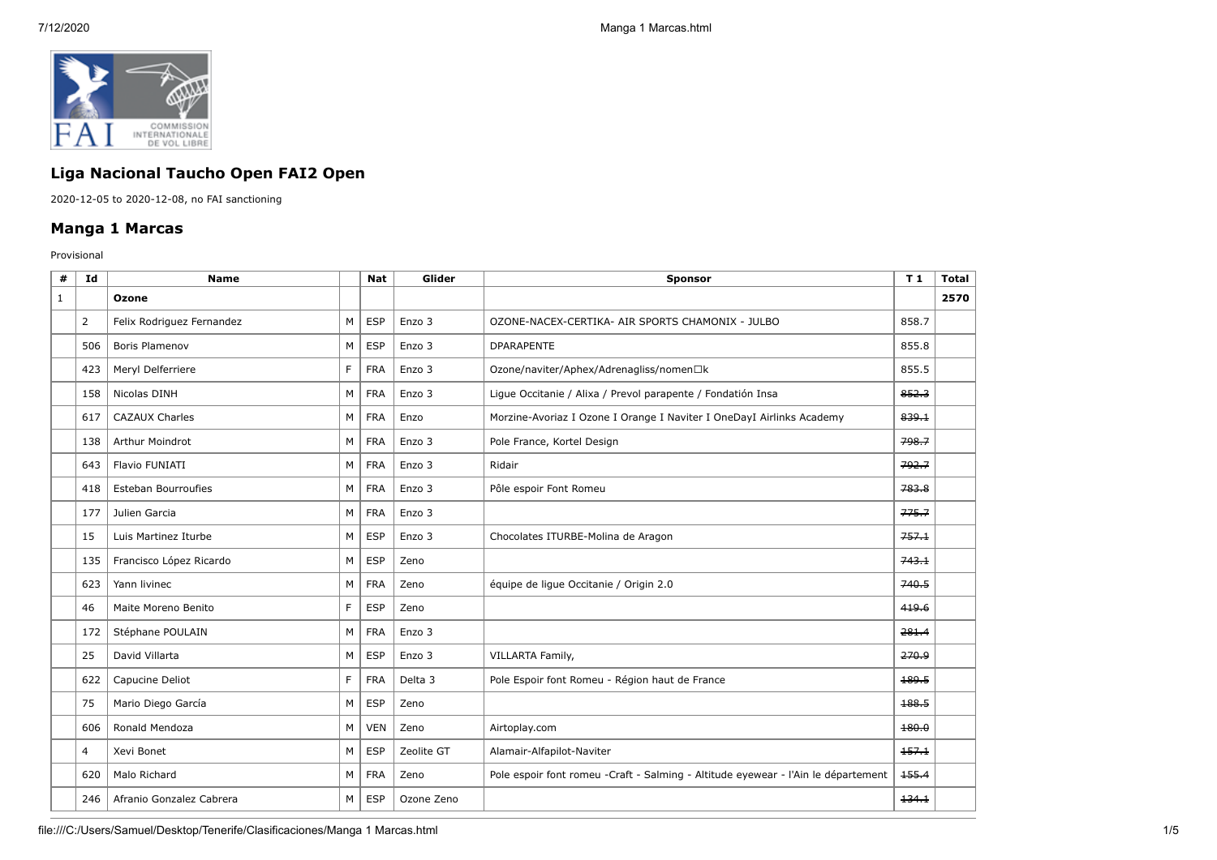## Liga Nacional Taucho Open FAI2 Open

2020-12-05 to 2020-12-08, no FAI sanctioning

## Manga 1 Marcas

Provisional

| # | Id | Name | | Nat | Glider | Sponsor | T 1 | Total |
|---|---|---|---|---|---|---|---|---|
| 1 | | **Ozone** | | | | | | **2570** |
| | 2 | Felix Rodriguez Fernandez | M | ESP | Enzo 3 | OZONE-NACEX-CERTIKA- AIR SPORTS CHAMONIX - JULBO | 858.7 | |
| | 506 | Boris Plamenov | M | ESP | Enzo 3 | DPARAPENTE | 855.8 | |
| | 423 | Meryl Delferriere | F | FRA | Enzo 3 | Ozone/naviter/Aphex/Adrenagliss/nomen□k | 855.5 | |
| | 158 | Nicolas DINH | M | FRA | Enzo 3 | Ligue Occitanie / Alixa / Prevol parapente / Fondatión Insa | ~~852.3~~ | |
| | 617 | CAZAUX Charles | M | FRA | Enzo | Morzine-Avoriaz I Ozone I Orange I Naviter I OneDayI Airlinks Academy | ~~839.1~~ | |
| | 138 | Arthur Moindrot | M | FRA | Enzo 3 | Pole France, Kortel Design | ~~798.7~~ | |
| | 643 | Flavio FUNIATI | M | FRA | Enzo 3 | Ridair | ~~792.7~~ | |
| | 418 | Esteban Bourroufies | M | FRA | Enzo 3 | Pôle espoir Font Romeu | ~~783.8~~ | |
| | 177 | Julien Garcia | M | FRA | Enzo 3 | | ~~775.7~~ | |
| | 15 | Luis Martinez Iturbe | M | ESP | Enzo 3 | Chocolates ITURBE-Molina de Aragon | ~~757.1~~ | |
| | 135 | Francisco López Ricardo | M | ESP | Zeno | | ~~743.1~~ | |
| | 623 | Yann livinec | M | FRA | Zeno | équipe de ligue Occitanie / Origin 2.0 | ~~740.5~~ | |
| | 46 | Maite Moreno Benito | F | ESP | Zeno | | ~~419.6~~ | |
| | 172 | Stéphane POULAIN | M | FRA | Enzo 3 | | ~~281.4~~ | |
| | 25 | David Villarta | M | ESP | Enzo 3 | VILLARTA Family, | ~~270.9~~ | |
| | 622 | Capucine Deliot | F | FRA | Delta 3 | Pole Espoir font Romeu - Région haut de France | ~~189.5~~ | |
| | 75 | Mario Diego García | M | ESP | Zeno | | ~~188.5~~ | |
| | 606 | Ronald Mendoza | M | VEN | Zeno | Airtoplay.com | ~~180.0~~ | |
| | 4 | Xevi Bonet | M | ESP | Zeolite GT | Alamair-Alfapilot-Naviter | ~~157.1~~ | |
| | 620 | Malo Richard | M | FRA | Zeno | Pole espoir font romeu -Craft - Salming - Altitude eyewear - l'Ain le département | ~~155.4~~ | |
| | 246 | Afranio Gonzalez Cabrera | M | ESP | Ozone Zeno | | ~~134.1~~ | |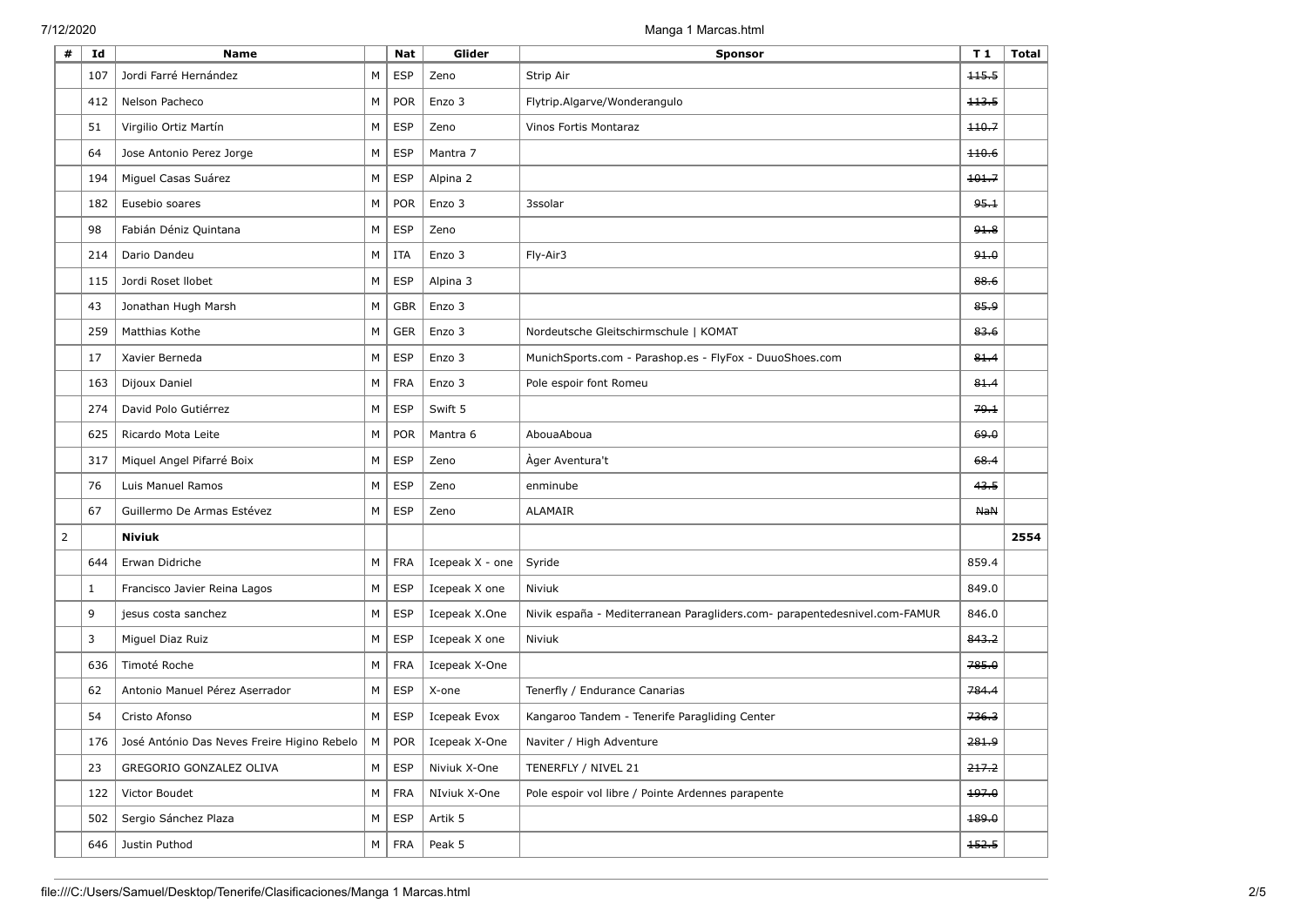| # | Id | Name | | Nat | Glider | Sponsor | T 1 | Total |
|---|---|---|---|---|---|---|---|---|
| | 107 | Jordi Farré Hernández | M | ESP | Zeno | Strip Air | ~~115.5~~ | |
| | 412 | Nelson Pacheco | M | POR | Enzo 3 | Flytrip.Algarve/Wonderangulo | ~~113.5~~ | |
| | 51 | Virgilio Ortiz Martín | M | ESP | Zeno | Vinos Fortis Montaraz | ~~110.7~~ | |
| | 64 | Jose Antonio Perez Jorge | M | ESP | Mantra 7 | | ~~110.6~~ | |
| | 194 | Miguel Casas Suárez | M | ESP | Alpina 2 | | ~~101.7~~ | |
| | 182 | Eusebio soares | M | POR | Enzo 3 | 3ssolar | ~~95.1~~ | |
| | 98 | Fabián Déniz Quintana | M | ESP | Zeno | | ~~91.8~~ | |
| | 214 | Dario Dandeu | M | ITA | Enzo 3 | Fly-Air3 | ~~91.0~~ | |
| | 115 | Jordi Roset llobet | M | ESP | Alpina 3 | | ~~88.6~~ | |
| | 43 | Jonathan Hugh Marsh | M | GBR | Enzo 3 | | ~~85.9~~ | |
| | 259 | Matthias Kothe | M | GER | Enzo 3 | Nordeutsche Gleitschirmschule \| KOMAT | ~~83.6~~ | |
| | 17 | Xavier Berneda | M | ESP | Enzo 3 | MunichSports.com - Parashop.es - FlyFox - DuuoShoes.com | ~~81.4~~ | |
| | 163 | Dijoux Daniel | M | FRA | Enzo 3 | Pole espoir font Romeu | ~~81.4~~ | |
| | 274 | David Polo Gutiérrez | M | ESP | Swift 5 | | ~~79.1~~ | |
| | 625 | Ricardo Mota Leite | M | POR | Mantra 6 | AbouaAboua | ~~69.0~~ | |
| | 317 | Miquel Angel Pifarré Boix | M | ESP | Zeno | Àger Aventura't | ~~68.4~~ | |
| | 76 | Luis Manuel Ramos | M | ESP | Zeno | enminube | ~~43.5~~ | |
| | 67 | Guillermo De Armas Estévez | M | ESP | Zeno | ALAMAIR | ~~NaN~~ | |
| 2 | | **Niviuk** | | | | | | **2554** |
| | 644 | Erwan Didriche | M | FRA | Icepeak X - one | Syride | 859.4 | |
| | 1 | Francisco Javier Reina Lagos | M | ESP | Icepeak X one | Niviuk | 849.0 | |
| | 9 | jesus costa sanchez | M | ESP | Icepeak X.One | Nivik españa - Mediterranean Paragliders.com- parapentedesnivel.com-FAMUR | 846.0 | |
| | 3 | Miguel Diaz Ruiz | M | ESP | Icepeak X one | Niviuk | ~~843.2~~ | |
| | 636 | Timoté Roche | M | FRA | Icepeak X-One | | ~~785.0~~ | |
| | 62 | Antonio Manuel Pérez Aserrador | M | ESP | X-one | Tenerfly / Endurance Canarias | ~~784.4~~ | |
| | 54 | Cristo Afonso | M | ESP | Icepeak Evox | Kangaroo Tandem - Tenerife Paragliding Center | ~~736.3~~ | |
| | 176 | José António Das Neves Freire Higino Rebelo | M | POR | Icepeak X-One | Naviter / High Adventure | ~~281.9~~ | |
| | 23 | GREGORIO GONZALEZ OLIVA | M | ESP | Niviuk X-One | TENERFLY / NIVEL 21 | ~~217.2~~ | |
| | 122 | Victor Boudet | M | FRA | NIviuk X-One | Pole espoir vol libre / Pointe Ardennes parapente | ~~197.0~~ | |
| | 502 | Sergio Sánchez Plaza | M | ESP | Artik 5 | | ~~189.0~~ | |
| | 646 | Justin Puthod | M | FRA | Peak 5 | | ~~152.5~~ | |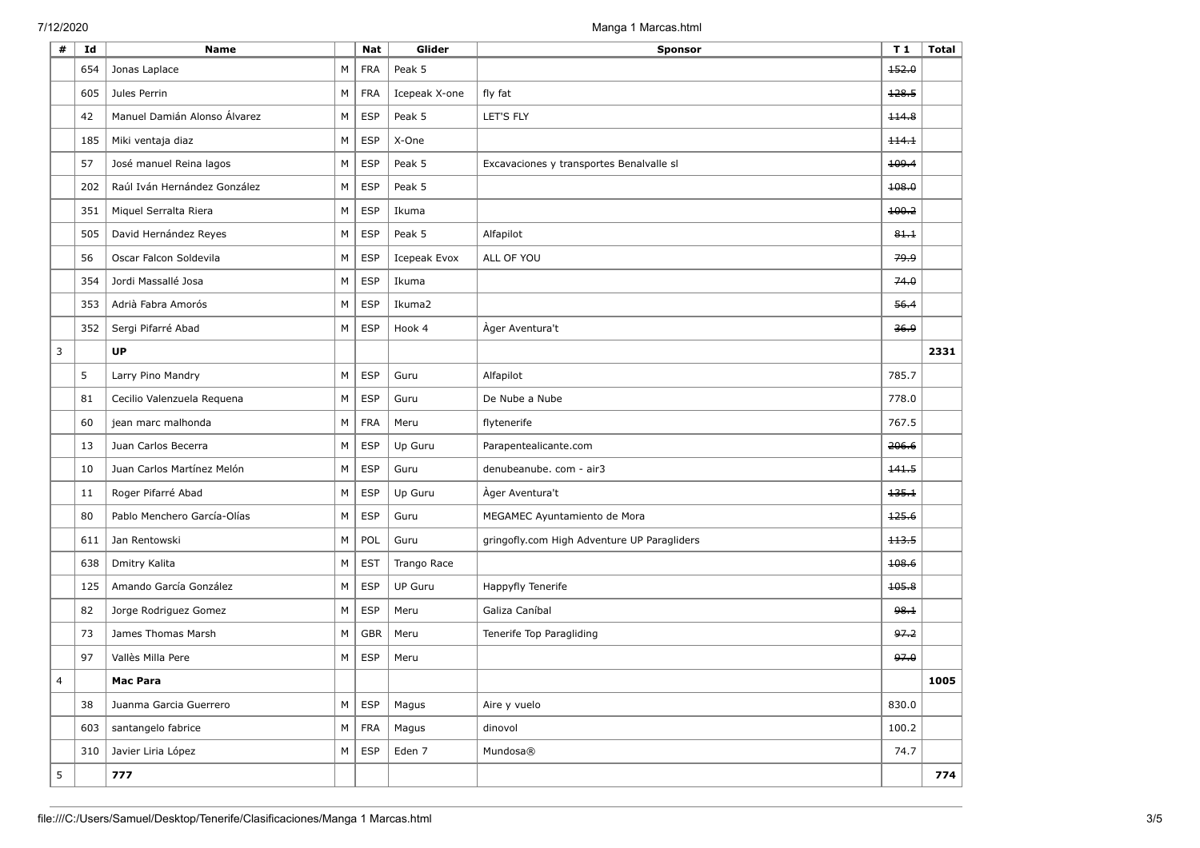| # | Id | Name | | Nat | Glider | Sponsor | T 1 | Total |
|---|---|---|---|---|---|---|---|---|
| | 654 | Jonas Laplace | M | FRA | Peak 5 | | ~~152.0~~ | |
| | 605 | Jules Perrin | M | FRA | Icepeak X-one | fly fat | ~~128.5~~ | |
| | 42 | Manuel Damián Alonso Álvarez | M | ESP | Peak 5 | LET'S FLY | ~~114.8~~ | |
| | 185 | Miki ventaja diaz | M | ESP | X-One | | ~~114.1~~ | |
| | 57 | José manuel Reina lagos | M | ESP | Peak 5 | Excavaciones y transportes Benalvalle sl | ~~109.4~~ | |
| | 202 | Raúl Iván Hernández González | M | ESP | Peak 5 | | ~~108.0~~ | |
| | 351 | Miquel Serralta Riera | M | ESP | Ikuma | | ~~100.2~~ | |
| | 505 | David Hernández Reyes | M | ESP | Peak 5 | Alfapilot | ~~81.1~~ | |
| | 56 | Oscar Falcon Soldevila | M | ESP | Icepeak Evox | ALL OF YOU | ~~79.9~~ | |
| | 354 | Jordi Massallé Josa | M | ESP | Ikuma | | ~~74.0~~ | |
| | 353 | Adrià Fabra Amorós | M | ESP | Ikuma2 | | ~~56.4~~ | |
| | 352 | Sergi Pifarré Abad | M | ESP | Hook 4 | Àger Aventura't | ~~36.9~~ | |
| 3 | | **UP** | | | | | | **2331** |
| | 5 | Larry Pino Mandry | M | ESP | Guru | Alfapilot | 785.7 | |
| | 81 | Cecilio Valenzuela Requena | M | ESP | Guru | De Nube a Nube | 778.0 | |
| | 60 | jean marc malhonda | M | FRA | Meru | flytenerife | 767.5 | |
| | 13 | Juan Carlos Becerra | M | ESP | Up Guru | Parapentealicante.com | ~~206.6~~ | |
| | 10 | Juan Carlos Martínez Melón | M | ESP | Guru | denubeanube. com - air3 | ~~141.5~~ | |
| | 11 | Roger Pifarré Abad | M | ESP | Up Guru | Àger Aventura't | ~~135.1~~ | |
| | 80 | Pablo Menchero García-Olías | M | ESP | Guru | MEGAMEC Ayuntamiento de Mora | ~~125.6~~ | |
| | 611 | Jan Rentowski | M | POL | Guru | gringofly.com High Adventure UP Paragliders | ~~113.5~~ | |
| | 638 | Dmitry Kalita | M | EST | Trango Race | | ~~108.6~~ | |
| | 125 | Amando García González | M | ESP | UP Guru | Happyfly Tenerife | ~~105.8~~ | |
| | 82 | Jorge Rodriguez Gomez | M | ESP | Meru | Galiza Caníbal | ~~98.1~~ | |
| | 73 | James Thomas Marsh | M | GBR | Meru | Tenerife Top Paragliding | ~~97.2~~ | |
| | 97 | Vallès Milla Pere | M | ESP | Meru | | ~~97.0~~ | |
| 4 | | **Mac Para** | | | | | | **1005** |
| | 38 | Juanma Garcia Guerrero | M | ESP | Magus | Aire y vuelo | 830.0 | |
| | 603 | santangelo fabrice | M | FRA | Magus | dinovol | 100.2 | |
| | 310 | Javier Liria López | M | ESP | Eden 7 | Mundosa® | 74.7 | |
| 5 | | **777** | | | | | | **774** |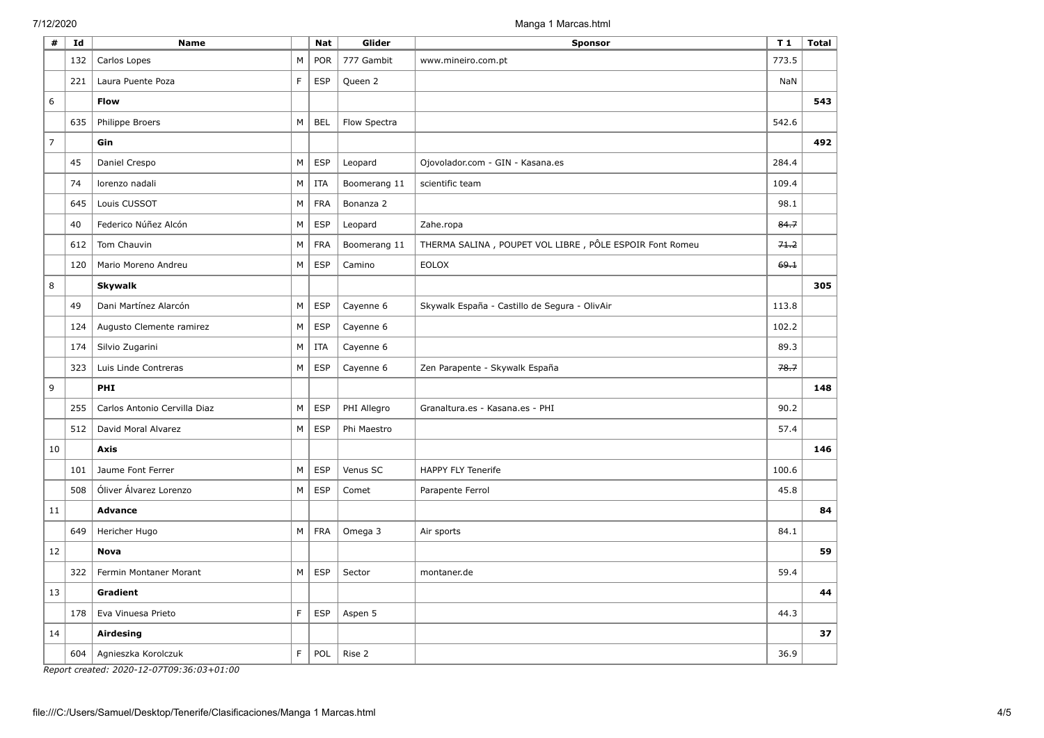| # | Id | Name | | Nat | Glider | Sponsor | T 1 | Total |
|---|---|---|---|---|---|---|---|---|
| | 132 | Carlos Lopes | M | POR | 777 Gambit | www.mineiro.com.pt | 773.5 | |
| | 221 | Laura Puente Poza | F | ESP | Queen 2 | | NaN | |
| 6 | | **Flow** | | | | | | **543** |
| | 635 | Philippe Broers | M | BEL | Flow Spectra | | 542.6 | |
| 7 | | **Gin** | | | | | | **492** |
| | 45 | Daniel Crespo | M | ESP | Leopard | Ojovolador.com - GIN - Kasana.es | 284.4 | |
| | 74 | lorenzo nadali | M | ITA | Boomerang 11 | scientific team | 109.4 | |
| | 645 | Louis CUSSOT | M | FRA | Bonanza 2 | | 98.1 | |
| | 40 | Federico Núñez Alcón | M | ESP | Leopard | Zahe.ropa | ~~84.7~~ | |
| | 612 | Tom Chauvin | M | FRA | Boomerang 11 | THERMA SALINA , POUPET VOL LIBRE , PÔLE ESPOIR Font Romeu | ~~71.2~~ | |
| | 120 | Mario Moreno Andreu | M | ESP | Camino | EOLOX | ~~69.1~~ | |
| 8 | | **Skywalk** | | | | | | **305** |
| | 49 | Dani Martínez Alarcón | M | ESP | Cayenne 6 | Skywalk España - Castillo de Segura - OlivAir | 113.8 | |
| | 124 | Augusto Clemente ramirez | M | ESP | Cayenne 6 | | 102.2 | |
| | 174 | Silvio Zugarini | M | ITA | Cayenne 6 | | 89.3 | |
| | 323 | Luis Linde Contreras | M | ESP | Cayenne 6 | Zen Parapente - Skywalk España | ~~78.7~~ | |
| 9 | | **PHI** | | | | | | **148** |
| | 255 | Carlos Antonio Cervilla Diaz | M | ESP | PHI Allegro | Granaltura.es - Kasana.es - PHI | 90.2 | |
| | 512 | David Moral Alvarez | M | ESP | Phi Maestro | | 57.4 | |
| 10 | | **Axis** | | | | | | **146** |
| | 101 | Jaume Font Ferrer | M | ESP | Venus SC | HAPPY FLY Tenerife | 100.6 | |
| | 508 | Óliver Álvarez Lorenzo | M | ESP | Comet | Parapente Ferrol | 45.8 | |
| 11 | | **Advance** | | | | | | **84** |
| | 649 | Hericher Hugo | M | FRA | Omega 3 | Air sports | 84.1 | |
| 12 | | **Nova** | | | | | | **59** |
| | 322 | Fermin Montaner Morant | M | ESP | Sector | montaner.de | 59.4 | |
| 13 | | **Gradient** | | | | | | **44** |
| | 178 | Eva Vinuesa Prieto | F | ESP | Aspen 5 | | 44.3 | |
| 14 | | **Airdesing** | | | | | | **37** |
| | 604 | Agnieszka Korolczuk | F | POL | Rise 2 | | 36.9 | |

*Report created: 2020-12-07T09:36:03+01:00*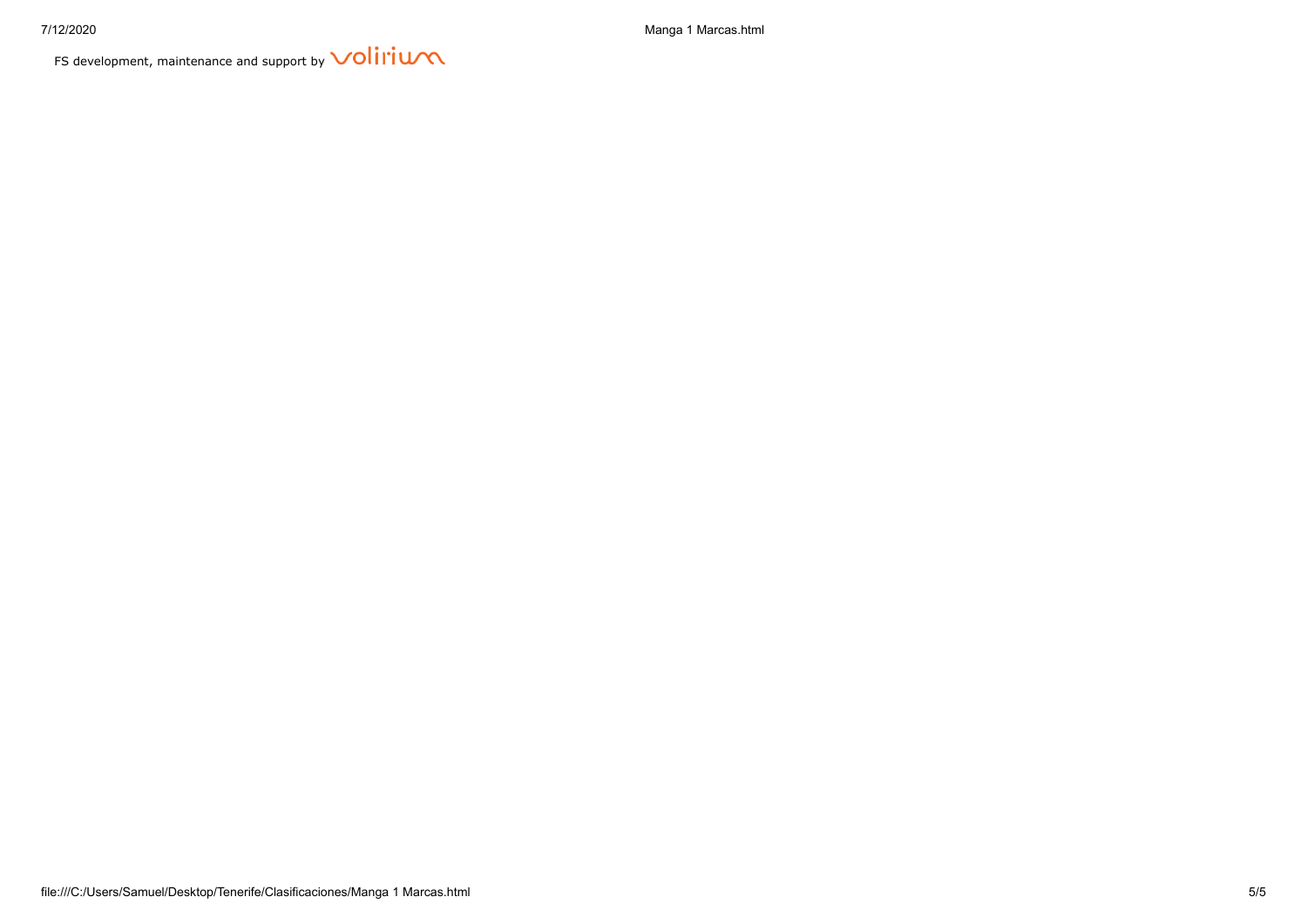FS development, maintenance and support by volirium